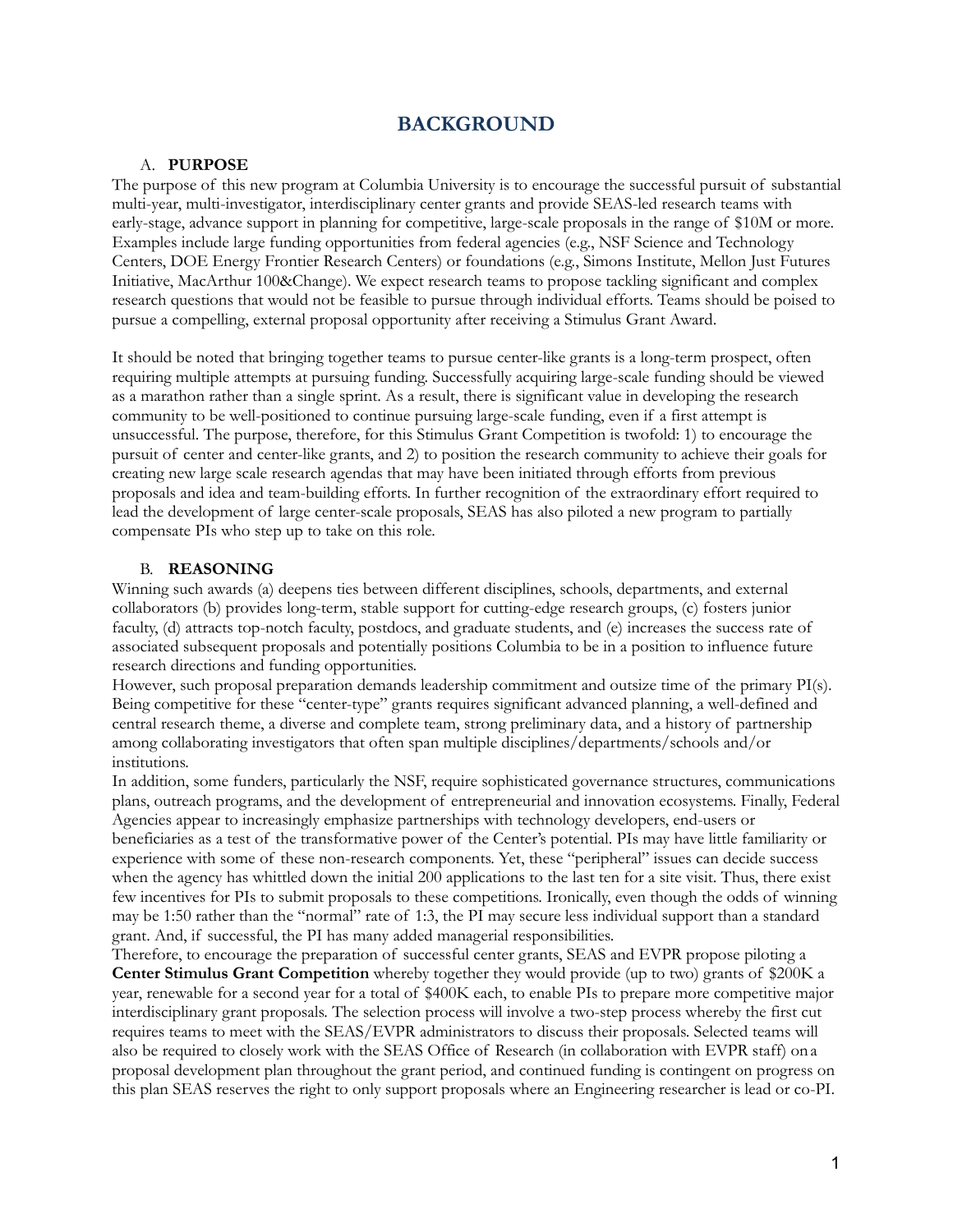# BACKGROUND

## A. PURPOSE

The purpose of this new program at Columbia University is to encourage the successful pursuit of substantial multi-year, multi-investigator, interdisciplinary center grants and provide SEAS-led research teams with early-stage, advance support in planning for competitive, large-scale proposals in the range of $10M or more. Examples include large funding opportunities from federal agencies (e.g., NSF Science and Technology Centers, DOE Energy Frontier Research Centers) or foundations (e.g., Simons Institute, Mellon Just Futures Initiative, MacArthur 100&Change). We expect research teams to propose tackling significant and complex research questions that would not be feasible to pursue through individual efforts. Teams should be poised to pursue a compelling, external proposal opportunity after receiving a Stimulus Grant Award.

It should be noted that bringing together teams to pursue center-like grants is a long-term prospect, often requiring multiple attempts at pursuing funding. Successfully acquiring large-scale funding should be viewed as a marathon rather than a single sprint. As a result, there is significant value in developing the research community to be well-positioned to continue pursuing large-scale funding, even if a first attempt is unsuccessful. The purpose, therefore, for this Stimulus Grant Competition is twofold: 1) to encourage the pursuit of center and center-like grants, and 2) to position the research community to achieve their goals for creating new large scale research agendas that may have been initiated through efforts from previous proposals and idea and team-building efforts. In further recognition of the extraordinary effort required to lead the development of large center-scale proposals, SEAS has also piloted a new program to partially compensate PIs who step up to take on this role.

## B. REASONING

Winning such awards (a) deepens ties between different disciplines, schools, departments, and external collaborators (b) provides long-term, stable support for cutting-edge research groups, (c) fosters junior faculty, (d) attracts top-notch faculty, postdocs, and graduate students, and (e) increases the success rate of associated subsequent proposals and potentially positions Columbia to be in a position to influence future research directions and funding opportunities.

However, such proposal preparation demands leadership commitment and outsize time of the primary PI(s). Being competitive for these "center-type" grants requires significant advanced planning, a well-defined and central research theme, a diverse and complete team, strong preliminary data, and a history of partnership among collaborating investigators that often span multiple disciplines/departments/schools and/or institutions.

In addition, some funders, particularly the NSF, require sophisticated governance structures, communications plans, outreach programs, and the development of entrepreneurial and innovation ecosystems. Finally, Federal Agencies appear to increasingly emphasize partnerships with technology developers, end-users or beneficiaries as a test of the transformative power of the Center's potential. PIs may have little familiarity or experience with some of these non-research components. Yet, these "peripheral" issues can decide success when the agency has whittled down the initial 200 applications to the last ten for a site visit. Thus, there exist few incentives for PIs to submit proposals to these competitions. Ironically, even though the odds of winning may be 1:50 rather than the "normal" rate of 1:3, the PI may secure less individual support than a standard grant. And, if successful, the PI has many added managerial responsibilities.

Therefore, to encourage the preparation of successful center grants, SEAS and EVPR propose piloting a **Center Stimulus Grant Competition** whereby together they would provide (up to two) grants of $200K a year, renewable for a second year for a total of $400K each, to enable PIs to prepare more competitive major interdisciplinary grant proposals. The selection process will involve a two-step process whereby the first cut requires teams to meet with the SEAS/EVPR administrators to discuss their proposals. Selected teams will also be required to closely work with the SEAS Office of Research (in collaboration with EVPR staff) on a proposal development plan throughout the grant period, and continued funding is contingent on progress on this plan SEAS reserves the right to only support proposals where an Engineering researcher is lead or co-PI.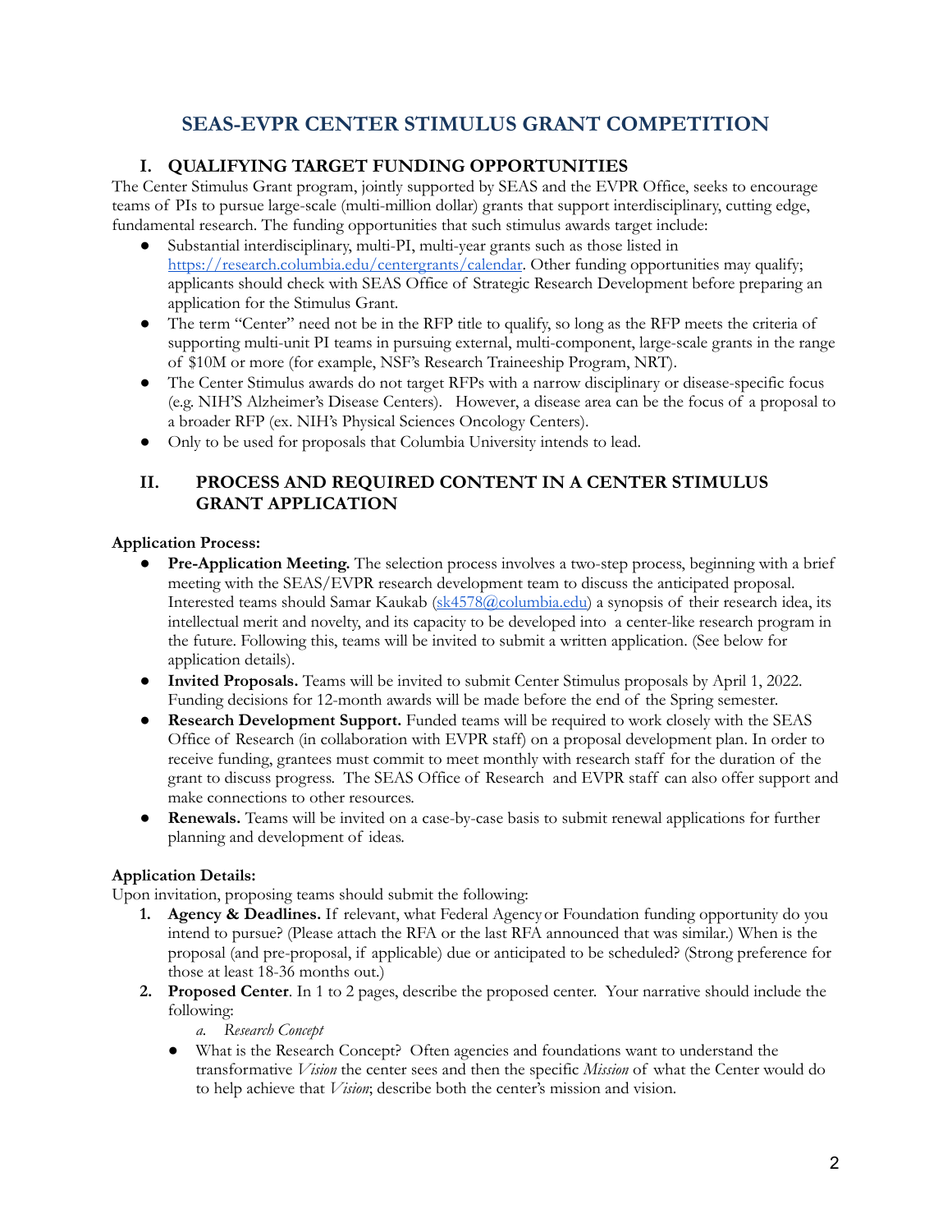# SEAS-EVPR CENTER STIMULUS GRANT COMPETITION

## I. QUALIFYING TARGET FUNDING OPPORTUNITIES

The Center Stimulus Grant program, jointly supported by SEAS and the EVPR Office, seeks to encourage teams of PIs to pursue large-scale (multi-million dollar) grants that support interdisciplinary, cutting edge, fundamental research. The funding opportunities that such stimulus awards target include:

- Substantial interdisciplinary, multi-PI, multi-year grants such as those listed in [https://research.columbia.edu/centergrants/calendar](https://research.columbia.edu/centergrants/calendar). Other funding opportunities may qualify; applicants should check with SEAS Office of Strategic Research Development before preparing an application for the Stimulus Grant.
- The term "Center" need not be in the RFP title to qualify, so long as the RFP meets the criteria of supporting multi-unit PI teams in pursuing external, multi-component, large-scale grants in the range of $10M or more (for example, NSF's Research Traineeship Program, NRT).
- The Center Stimulus awards do not target RFPs with a narrow disciplinary or disease-specific focus (e.g. NIH'S Alzheimer's Disease Centers). However, a disease area can be the focus of a proposal to a broader RFP (ex. NIH's Physical Sciences Oncology Centers).
- Only to be used for proposals that Columbia University intends to lead.

## II. PROCESS AND REQUIRED CONTENT IN A CENTER STIMULUS GRANT APPLICATION

**Application Process:**

- **Pre-Application Meeting.** The selection process involves a two-step process, beginning with a brief meeting with the SEAS/EVPR research development team to discuss the anticipated proposal. Interested teams should Samar Kaukab ([sk4578@columbia.edu](mailto:sk4578@columbia.edu)) a synopsis of their research idea, its intellectual merit and novelty, and its capacity to be developed into a center-like research program in the future. Following this, teams will be invited to submit a written application. (See below for application details).
- **Invited Proposals.** Teams will be invited to submit Center Stimulus proposals by April 1, 2022. Funding decisions for 12-month awards will be made before the end of the Spring semester.
- **Research Development Support.** Funded teams will be required to work closely with the SEAS Office of Research (in collaboration with EVPR staff) on a proposal development plan. In order to receive funding, grantees must commit to meet monthly with research staff for the duration of the grant to discuss progress. The SEAS Office of Research and EVPR staff can also offer support and make connections to other resources.
- **Renewals.** Teams will be invited on a case-by-case basis to submit renewal applications for further planning and development of ideas.

**Application Details:**

Upon invitation, proposing teams should submit the following:

1. **Agency & Deadlines.** If relevant, what Federal Agency or Foundation funding opportunity do you intend to pursue? (Please attach the RFA or the last RFA announced that was similar.) When is the proposal (and pre-proposal, if applicable) due or anticipated to be scheduled? (Strong preference for those at least 18-36 months out.)
2. **Proposed Center**. In 1 to 2 pages, describe the proposed center. Your narrative should include the following:
   a. *Research Concept*
   - What is the Research Concept? Often agencies and foundations want to understand the transformative *Vision* the center sees and then the specific *Mission* of what the Center would do to help achieve that *Vision*; describe both the center's mission and vision.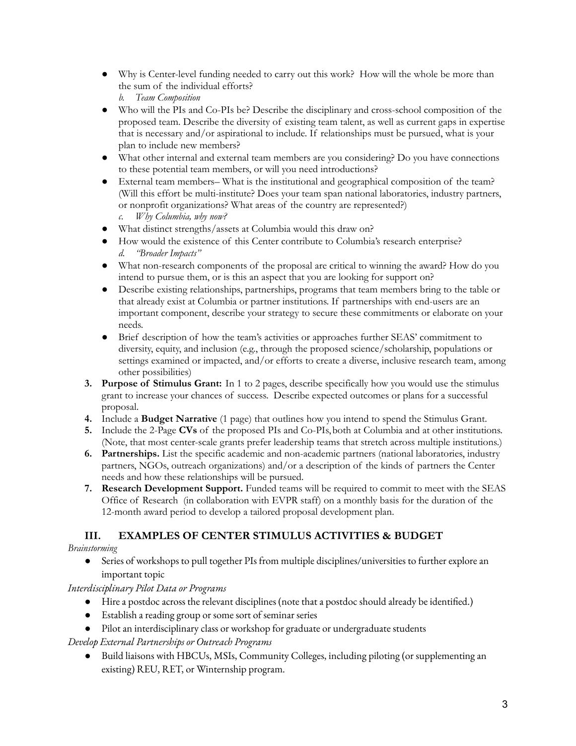- Why is Center-level funding needed to carry out this work? How will the whole be more than the sum of the individual efforts?

  b. *Team Composition*

- Who will the PIs and Co-PIs be? Describe the disciplinary and cross-school composition of the proposed team. Describe the diversity of existing team talent, as well as current gaps in expertise that is necessary and/or aspirational to include. If relationships must be pursued, what is your plan to include new members?
- What other internal and external team members are you considering? Do you have connections to these potential team members, or will you need introductions?
- External team members– What is the institutional and geographical composition of the team? (Will this effort be multi-institute? Does your team span national laboratories, industry partners, or nonprofit organizations? What areas of the country are represented?)

  c. *Why Columbia, why now?*

- What distinct strengths/assets at Columbia would this draw on?
- How would the existence of this Center contribute to Columbia's research enterprise?

  d. *"Broader Impacts"*

- What non-research components of the proposal are critical to winning the award? How do you intend to pursue them, or is this an aspect that you are looking for support on?
- Describe existing relationships, partnerships, programs that team members bring to the table or that already exist at Columbia or partner institutions. If partnerships with end-users are an important component, describe your strategy to secure these commitments or elaborate on your needs.
- Brief description of how the team's activities or approaches further SEAS' commitment to diversity, equity, and inclusion (e.g., through the proposed science/scholarship, populations or settings examined or impacted, and/or efforts to create a diverse, inclusive research team, among other possibilities)

3. **Purpose of Stimulus Grant:** In 1 to 2 pages, describe specifically how you would use the stimulus grant to increase your chances of success. Describe expected outcomes or plans for a successful proposal.
4. Include a **Budget Narrative** (1 page) that outlines how you intend to spend the Stimulus Grant.
5. Include the 2-Page **CVs** of the proposed PIs and Co-PIs, both at Columbia and at other institutions. (Note, that most center-scale grants prefer leadership teams that stretch across multiple institutions.)
6. **Partnerships.** List the specific academic and non-academic partners (national laboratories, industry partners, NGOs, outreach organizations) and/or a description of the kinds of partners the Center needs and how these relationships will be pursued.
7. **Research Development Support.** Funded teams will be required to commit to meet with the SEAS Office of Research (in collaboration with EVPR staff) on a monthly basis for the duration of the 12-month award period to develop a tailored proposal development plan.

## III. EXAMPLES OF CENTER STIMULUS ACTIVITIES & BUDGET

*Brainstorming*

- Series of workshops to pull together PIs from multiple disciplines/universities to further explore an important topic

*Interdisciplinary Pilot Data or Programs*

- Hire a postdoc across the relevant disciplines (note that a postdoc should already be identified.)
- Establish a reading group or some sort of seminar series
- Pilot an interdisciplinary class or workshop for graduate or undergraduate students

*Develop External Partnerships or Outreach Programs*

- Build liaisons with HBCUs, MSIs, Community Colleges, including piloting (or supplementing an existing) REU, RET, or Winternship program.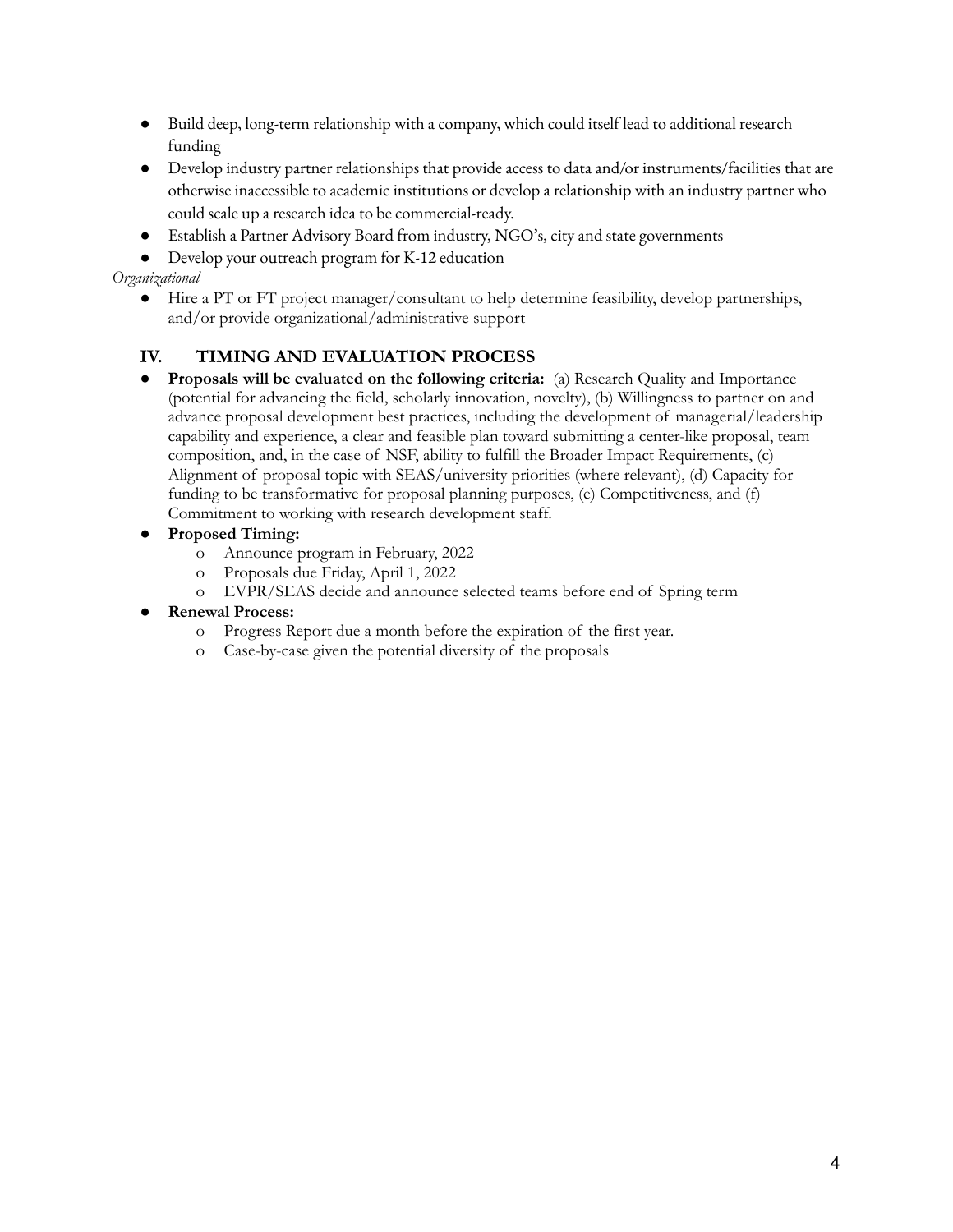- Build deep, long-term relationship with a company, which could itself lead to additional research funding
- Develop industry partner relationships that provide access to data and/or instruments/facilities that are otherwise inaccessible to academic institutions or develop a relationship with an industry partner who could scale up a research idea to be commercial-ready.
- Establish a Partner Advisory Board from industry, NGO's, city and state governments
- Develop your outreach program for K-12 education

*Organizational*

- Hire a PT or FT project manager/consultant to help determine feasibility, develop partnerships, and/or provide organizational/administrative support

## IV. TIMING AND EVALUATION PROCESS

- **Proposals will be evaluated on the following criteria:** (a) Research Quality and Importance (potential for advancing the field, scholarly innovation, novelty), (b) Willingness to partner on and advance proposal development best practices, including the development of managerial/leadership capability and experience, a clear and feasible plan toward submitting a center-like proposal, team composition, and, in the case of NSF, ability to fulfill the Broader Impact Requirements, (c) Alignment of proposal topic with SEAS/university priorities (where relevant), (d) Capacity for funding to be transformative for proposal planning purposes, (e) Competitiveness, and (f) Commitment to working with research development staff.
- **Proposed Timing:**
  - Announce program in February, 2022
  - Proposals due Friday, April 1, 2022
  - EVPR/SEAS decide and announce selected teams before end of Spring term
- **Renewal Process:**
  - Progress Report due a month before the expiration of the first year.
  - Case-by-case given the potential diversity of the proposals